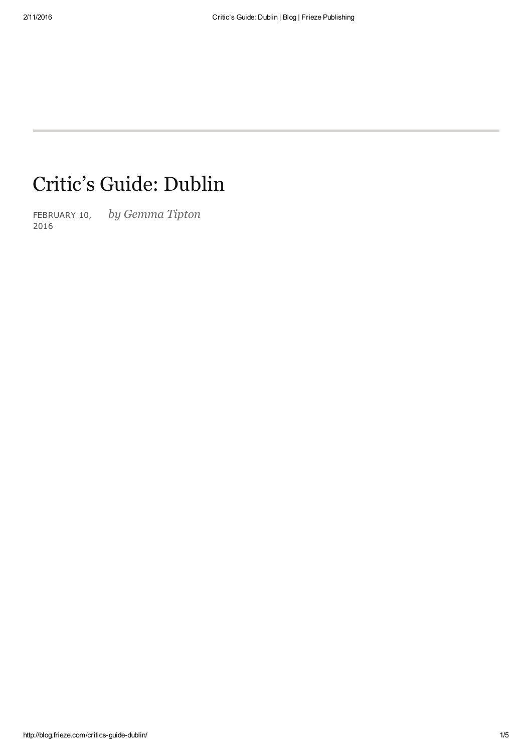# Critic's Guide: Dublin

FEBRUARY 10, 2016 *by Gemma Tipton*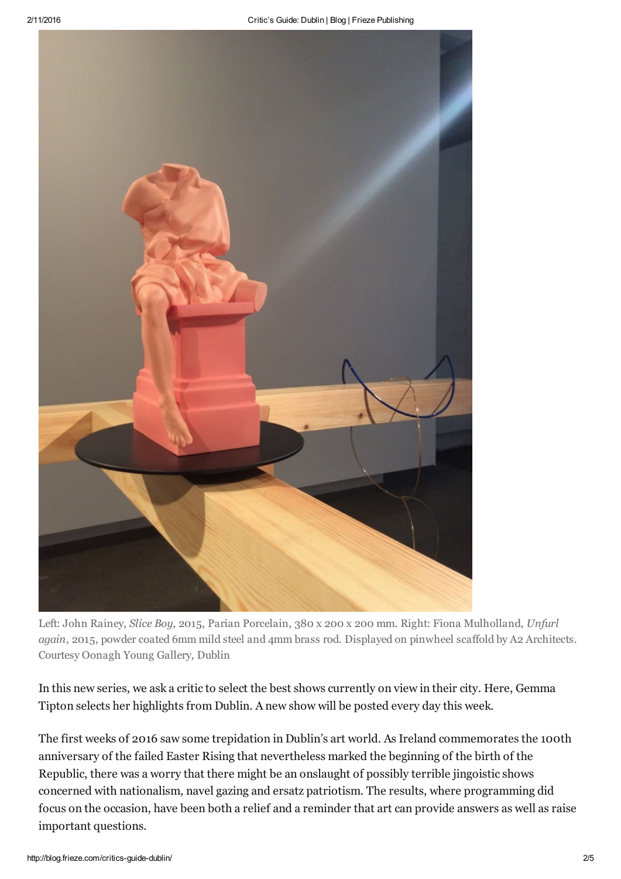Left: John Rainey, *Slice Boy*, 2015, Parian Porcelain, 380 x 200 x 200 mm. Right: Fiona Mulholland, *Unfurl again*, 2015, powder coated 6mm mild steel and 4mm brass rod. Displayed on pinwheel scaffold by A2 Architects. Courtesy Oonagh Young Gallery, Dublin

In this new series, we ask a critic to select the best shows currently on view in their city. Here, Gemma Tipton selects her highlights from Dublin. A new show will be posted every day this week.

The first weeks of 2016 saw some trepidation in Dublin's art world. As Ireland commemorates the 100th anniversary of the failed Easter Rising that nevertheless marked the beginning of the birth of the Republic, there was a worry that there might be an onslaught of possibly terrible jingoistic shows concerned with nationalism, navel gazing and ersatz patriotism. The results, where programming did focus on the occasion, have been both a relief and a reminder that art can provide answers as well as raise important questions.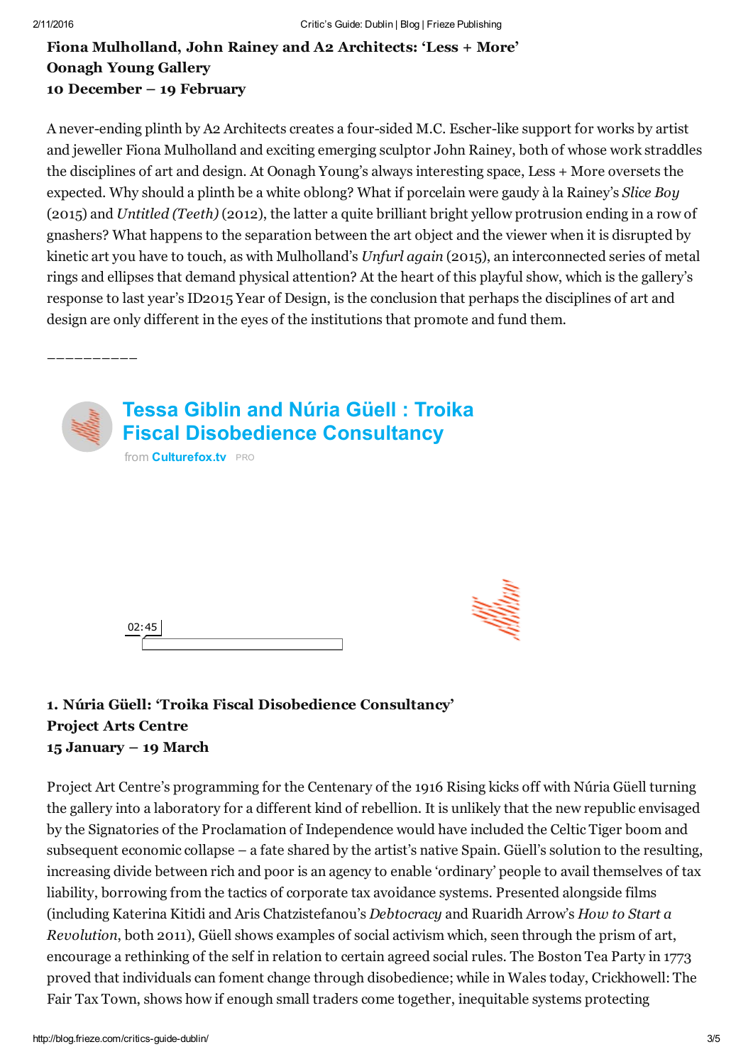**Fiona Mulholland, John Rainey and A2 Architects: 'Less + More'**
**Oonagh Young Gallery**
**10 December – 19 February**

A never-ending plinth by A2 Architects creates a four-sided M.C. Escher-like support for works by artist and jeweller Fiona Mulholland and exciting emerging sculptor John Rainey, both of whose work straddles the disciplines of art and design. At Oonagh Young's always interesting space, Less + More oversets the expected. Why should a plinth be a white oblong? What if porcelain were gaudy à la Rainey's *Slice Boy* (2015) and *Untitled (Teeth)* (2012), the latter a quite brilliant bright yellow protrusion ending in a row of gnashers? What happens to the separation between the art object and the viewer when it is disrupted by kinetic art you have to touch, as with Mulholland's *Unfurl again* (2015), an interconnected series of metal rings and ellipses that demand physical attention? At the heart of this playful show, which is the gallery's response to last year's ID2015 Year of Design, is the conclusion that perhaps the disciplines of art and design are only different in the eyes of the institutions that promote and fund them.

__________

**Tessa Giblin and Núria Güell : Troika Fiscal Disobedience Consultancy**
from **Culturefox.tv** PRO

02:45

**1. Núria Güell: 'Troika Fiscal Disobedience Consultancy'**
**Project Arts Centre**
**15 January – 19 March**

Project Art Centre's programming for the Centenary of the 1916 Rising kicks off with Núria Güell turning the gallery into a laboratory for a different kind of rebellion. It is unlikely that the new republic envisaged by the Signatories of the Proclamation of Independence would have included the Celtic Tiger boom and subsequent economic collapse – a fate shared by the artist's native Spain. Güell's solution to the resulting, increasing divide between rich and poor is an agency to enable 'ordinary' people to avail themselves of tax liability, borrowing from the tactics of corporate tax avoidance systems. Presented alongside films (including Katerina Kitidi and Aris Chatzistefanou's *Debtocracy* and Ruaridh Arrow's *How to Start a Revolution*, both 2011), Güell shows examples of social activism which, seen through the prism of art, encourage a rethinking of the self in relation to certain agreed social rules. The Boston Tea Party in 1773 proved that individuals can foment change through disobedience; while in Wales today, Crickhowell: The Fair Tax Town, shows how if enough small traders come together, inequitable systems protecting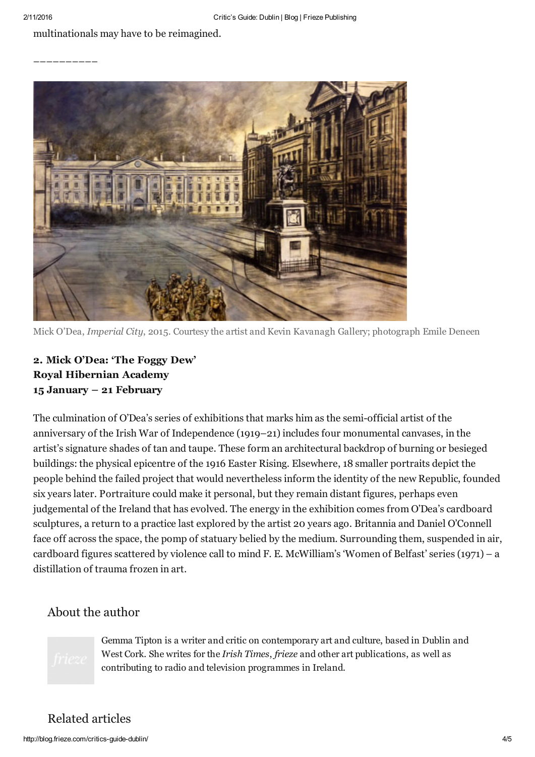multinationals may have to be reimagined.

__________

Mick O'Dea, *Imperial City*, 2015. Courtesy the artist and Kevin Kavanagh Gallery; photograph Emile Deneen

**2. Mick O'Dea: 'The Foggy Dew'**
**Royal Hibernian Academy**
**15 January – 21 February**

The culmination of O'Dea's series of exhibitions that marks him as the semi-official artist of the anniversary of the Irish War of Independence (1919–21) includes four monumental canvases, in the artist's signature shades of tan and taupe. These form an architectural backdrop of burning or besieged buildings: the physical epicentre of the 1916 Easter Rising. Elsewhere, 18 smaller portraits depict the people behind the failed project that would nevertheless inform the identity of the new Republic, founded six years later. Portraiture could make it personal, but they remain distant figures, perhaps even judgemental of the Ireland that has evolved. The energy in the exhibition comes from O'Dea's cardboard sculptures, a return to a practice last explored by the artist 20 years ago. Britannia and Daniel O'Connell face off across the space, the pomp of statuary belied by the medium. Surrounding them, suspended in air, cardboard figures scattered by violence call to mind F. E. McWilliam's 'Women of Belfast' series (1971) – a distillation of trauma frozen in art.

## About the author

Gemma Tipton is a writer and critic on contemporary art and culture, based in Dublin and West Cork. She writes for the *Irish Times*, *frieze* and other art publications, as well as contributing to radio and television programmes in Ireland.

## Related articles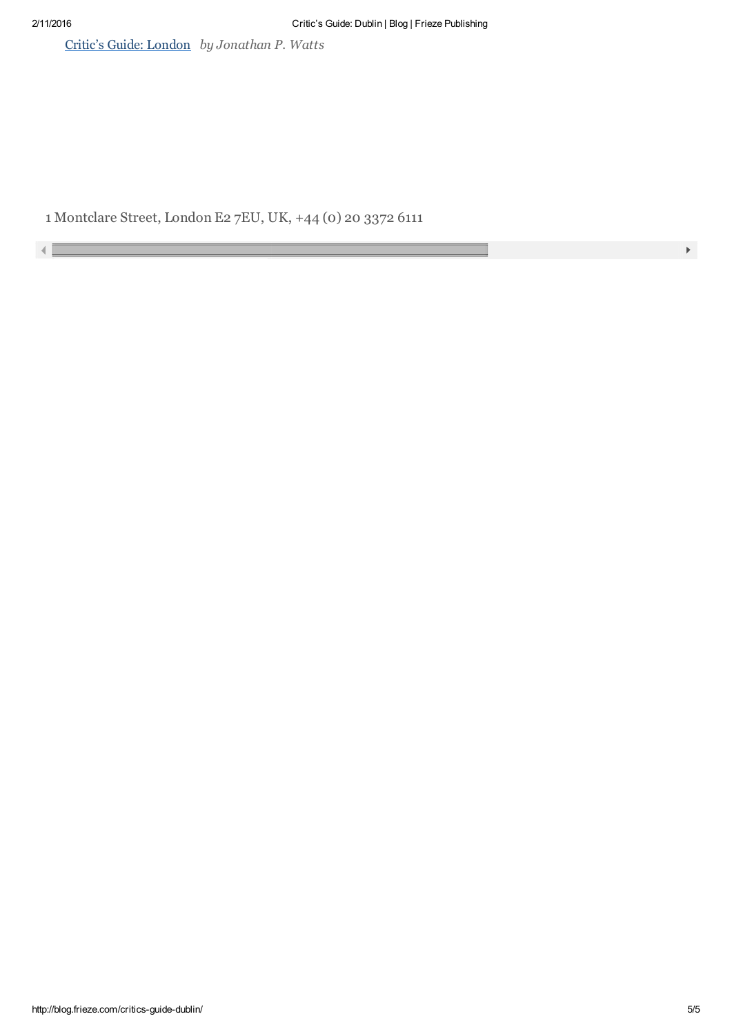[Critic's Guide: London](#) *by Jonathan P. Watts*

1 Montclare Street, London E2 7EU, UK, +44 (0) 20 3372 6111